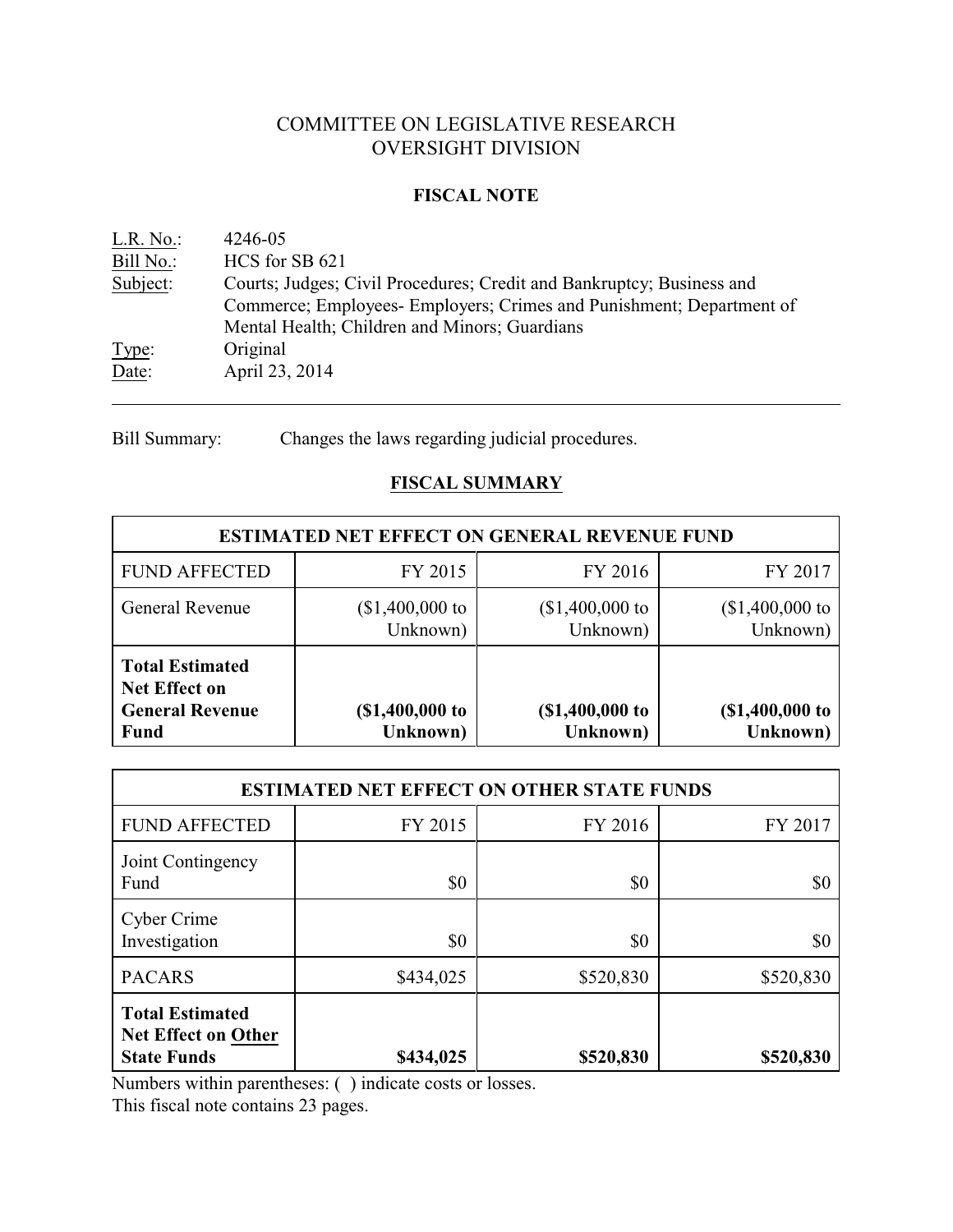# COMMITTEE ON LEGISLATIVE RESEARCH
# OVERSIGHT DIVISION

## FISCAL NOTE

L.R. No.: 4246-05
Bill No.: HCS for SB 621
Subject: Courts; Judges; Civil Procedures; Credit and Bankruptcy; Business and Commerce; Employees- Employers; Crimes and Punishment; Department of Mental Health; Children and Minors; Guardians
Type: Original
Date: April 23, 2014

---

Bill Summary: Changes the laws regarding judicial procedures.

## FISCAL SUMMARY

| ESTIMATED NET EFFECT ON GENERAL REVENUE FUND | | | |
|---|---|---|---|
| FUND AFFECTED | FY 2015 | FY 2016 | FY 2017 |
| General Revenue | ($1,400,000 to Unknown) | ($1,400,000 to Unknown) | ($1,400,000 to Unknown) |
| **Total Estimated Net Effect on General Revenue Fund** | **($1,400,000 to Unknown)** | **($1,400,000 to Unknown)** | **($1,400,000 to Unknown)** |

| ESTIMATED NET EFFECT ON OTHER STATE FUNDS | | | |
|---|---|---|---|
| FUND AFFECTED | FY 2015 | FY 2016 | FY 2017 |
| Joint Contingency Fund | $0 | $0 | $0 |
| Cyber Crime Investigation | $0 | $0 | $0 |
| PACARS | $434,025 | $520,830 | $520,830 |
| **Total Estimated Net Effect on Other State Funds** | **$434,025** | **$520,830** | **$520,830** |

Numbers within parentheses: ( ) indicate costs or losses.
This fiscal note contains 23 pages.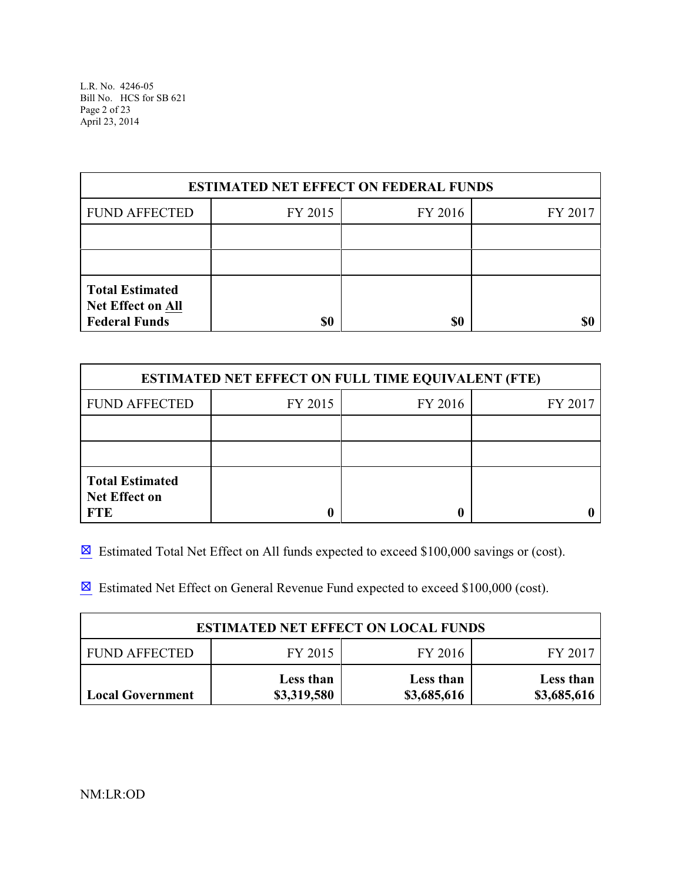| ESTIMATED NET EFFECT ON FEDERAL FUNDS | | | |
|---|---|---|---|
| FUND AFFECTED | FY 2015 | FY 2016 | FY 2017 |
| | | | |
| | | | |
| **Total Estimated Net Effect on All Federal Funds** | **$0** | **$0** | **$0** |

| ESTIMATED NET EFFECT ON FULL TIME EQUIVALENT (FTE) | | | |
|---|---|---|---|
| FUND AFFECTED | FY 2015 | FY 2016 | FY 2017 |
| | | | |
| | | | |
| **Total Estimated Net Effect on FTE** | **0** | **0** | **0** |

☒ Estimated Total Net Effect on All funds expected to exceed $100,000 savings or (cost).

☒ Estimated Net Effect on General Revenue Fund expected to exceed $100,000 (cost).

| ESTIMATED NET EFFECT ON LOCAL FUNDS | | | |
|---|---|---|---|
| FUND AFFECTED | FY 2015 | FY 2016 | FY 2017 |
| **Local Government** | **Less than $3,319,580** | **Less than $3,685,616** | **Less than $3,685,616** |

NM:LR:OD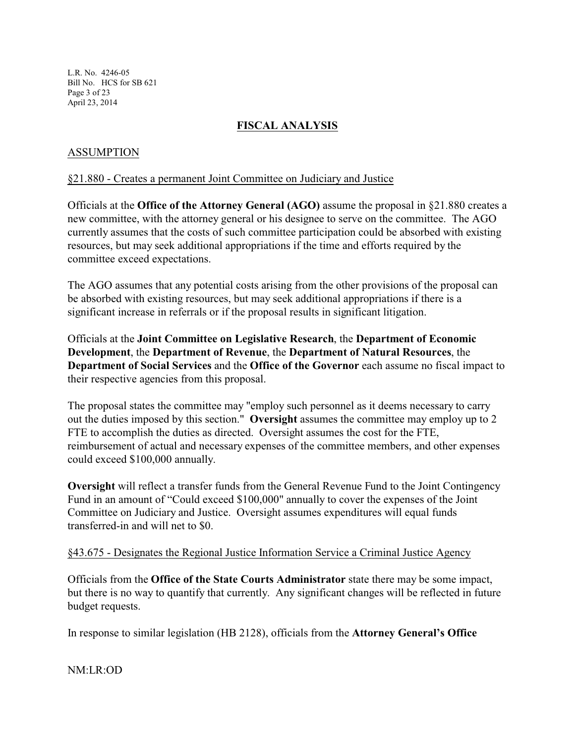## FISCAL ANALYSIS

### ASSUMPTION

§21.880 - Creates a permanent Joint Committee on Judiciary and Justice

Officials at the **Office of the Attorney General (AGO)** assume the proposal in §21.880 creates a new committee, with the attorney general or his designee to serve on the committee. The AGO currently assumes that the costs of such committee participation could be absorbed with existing resources, but may seek additional appropriations if the time and efforts required by the committee exceed expectations.

The AGO assumes that any potential costs arising from the other provisions of the proposal can be absorbed with existing resources, but may seek additional appropriations if there is a significant increase in referrals or if the proposal results in significant litigation.

Officials at the **Joint Committee on Legislative Research**, the **Department of Economic Development**, the **Department of Revenue**, the **Department of Natural Resources**, the **Department of Social Services** and the **Office of the Governor** each assume no fiscal impact to their respective agencies from this proposal.

The proposal states the committee may "employ such personnel as it deems necessary to carry out the duties imposed by this section." **Oversight** assumes the committee may employ up to 2 FTE to accomplish the duties as directed. Oversight assumes the cost for the FTE, reimbursement of actual and necessary expenses of the committee members, and other expenses could exceed $100,000 annually.

**Oversight** will reflect a transfer funds from the General Revenue Fund to the Joint Contingency Fund in an amount of "Could exceed $100,000" annually to cover the expenses of the Joint Committee on Judiciary and Justice. Oversight assumes expenditures will equal funds transferred-in and will net to $0.

§43.675 - Designates the Regional Justice Information Service a Criminal Justice Agency

Officials from the **Office of the State Courts Administrator** state there may be some impact, but there is no way to quantify that currently. Any significant changes will be reflected in future budget requests.

In response to similar legislation (HB 2128), officials from the **Attorney General's Office**

NM:LR:OD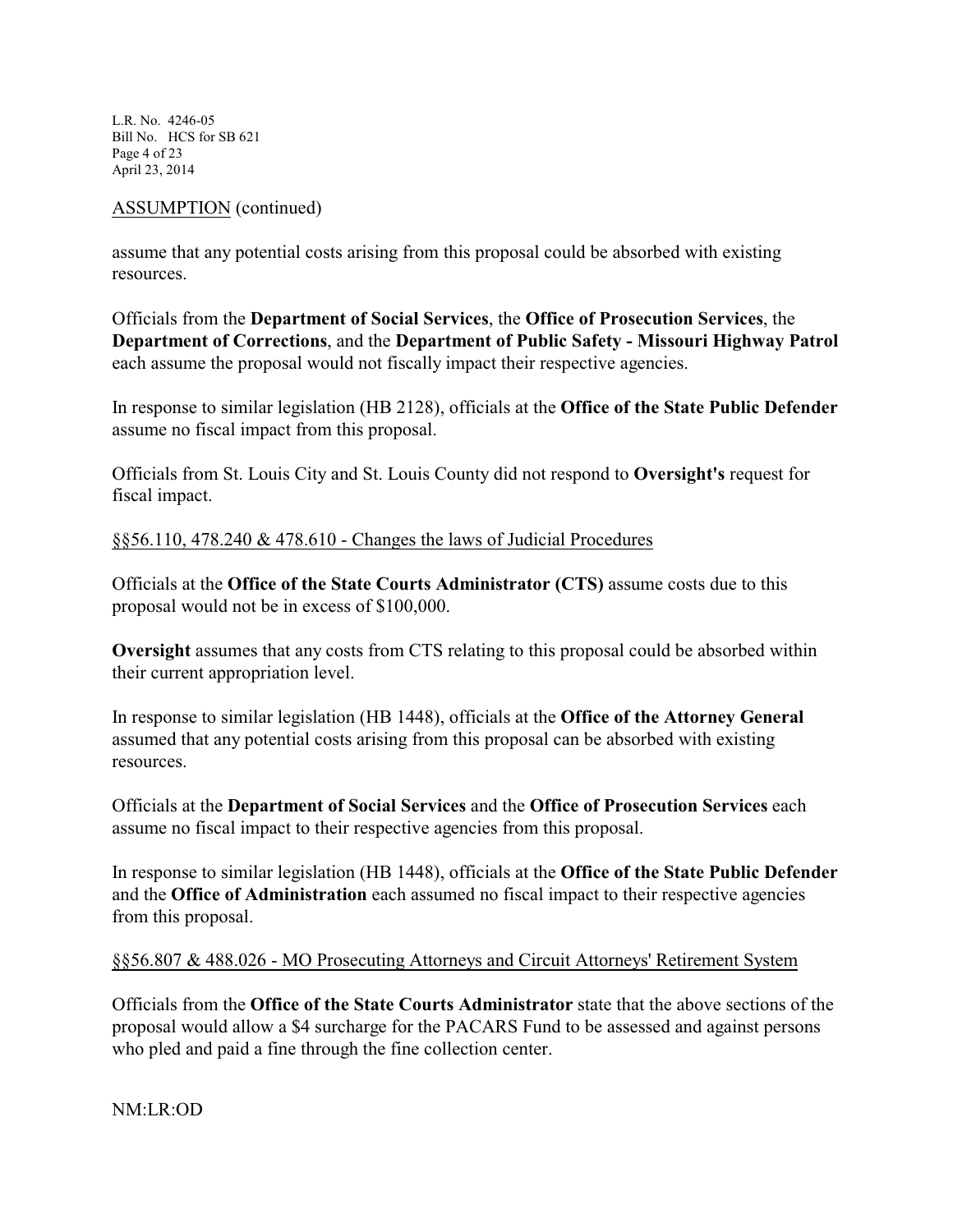ASSUMPTION (continued)

assume that any potential costs arising from this proposal could be absorbed with existing resources.

Officials from the **Department of Social Services**, the **Office of Prosecution Services**, the **Department of Corrections**, and the **Department of Public Safety - Missouri Highway Patrol** each assume the proposal would not fiscally impact their respective agencies.

In response to similar legislation (HB 2128), officials at the **Office of the State Public Defender** assume no fiscal impact from this proposal.

Officials from St. Louis City and St. Louis County did not respond to **Oversight's** request for fiscal impact.

§§56.110, 478.240 & 478.610 - Changes the laws of Judicial Procedures

Officials at the **Office of the State Courts Administrator (CTS)** assume costs due to this proposal would not be in excess of $100,000.

**Oversight** assumes that any costs from CTS relating to this proposal could be absorbed within their current appropriation level.

In response to similar legislation (HB 1448), officials at the **Office of the Attorney General** assumed that any potential costs arising from this proposal can be absorbed with existing resources.

Officials at the **Department of Social Services** and the **Office of Prosecution Services** each assume no fiscal impact to their respective agencies from this proposal.

In response to similar legislation (HB 1448), officials at the **Office of the State Public Defender** and the **Office of Administration** each assumed no fiscal impact to their respective agencies from this proposal.

§§56.807 & 488.026 - MO Prosecuting Attorneys and Circuit Attorneys' Retirement System

Officials from the **Office of the State Courts Administrator** state that the above sections of the proposal would allow a $4 surcharge for the PACARS Fund to be assessed and against persons who pled and paid a fine through the fine collection center.

NM:LR:OD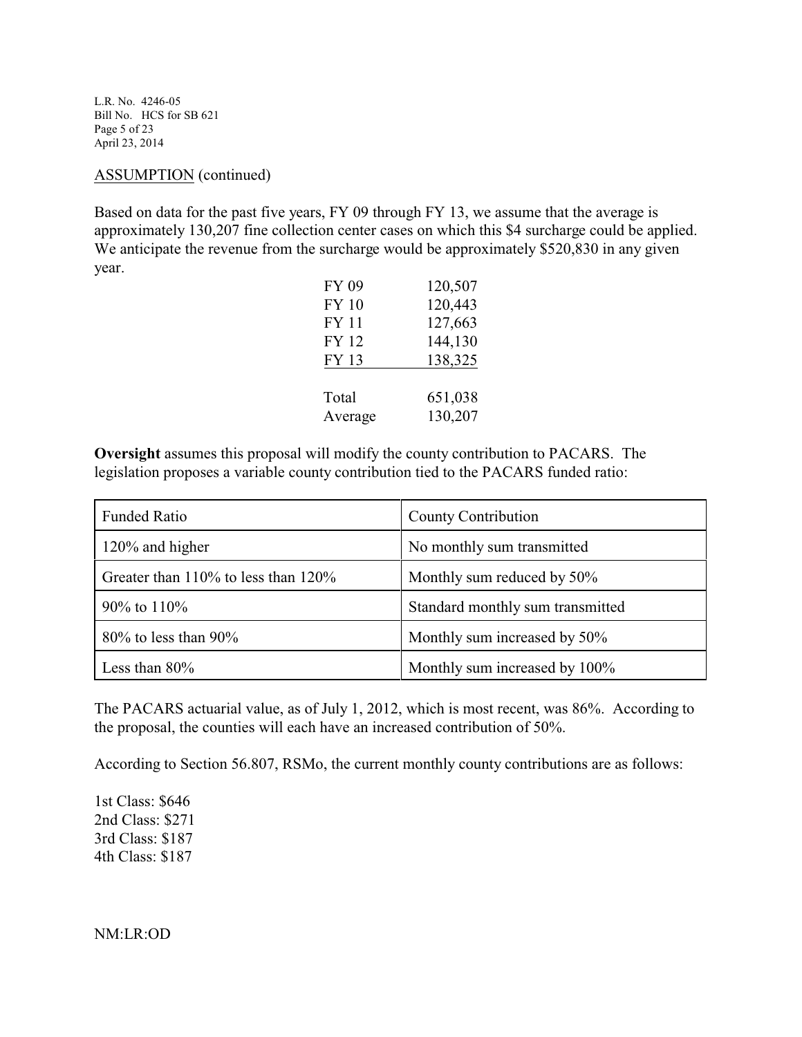ASSUMPTION (continued)

Based on data for the past five years, FY 09 through FY 13, we assume that the average is approximately 130,207 fine collection center cases on which this $4 surcharge could be applied. We anticipate the revenue from the surcharge would be approximately $520,830 in any given year.

| | |
|---|---|
| FY 09 | 120,507 |
| FY 10 | 120,443 |
| FY 11 | 127,663 |
| FY 12 | 144,130 |
| FY 13 | 138,325 |
| Total | 651,038 |
| Average | 130,207 |

**Oversight** assumes this proposal will modify the county contribution to PACARS. The legislation proposes a variable county contribution tied to the PACARS funded ratio:

| Funded Ratio | County Contribution |
|---|---|
| 120% and higher | No monthly sum transmitted |
| Greater than 110% to less than 120% | Monthly sum reduced by 50% |
| 90% to 110% | Standard monthly sum transmitted |
| 80% to less than 90% | Monthly sum increased by 50% |
| Less than 80% | Monthly sum increased by 100% |

The PACARS actuarial value, as of July 1, 2012, which is most recent, was 86%. According to the proposal, the counties will each have an increased contribution of 50%.

According to Section 56.807, RSMo, the current monthly county contributions are as follows:

1st Class: $646
2nd Class: $271
3rd Class: $187
4th Class: $187

NM:LR:OD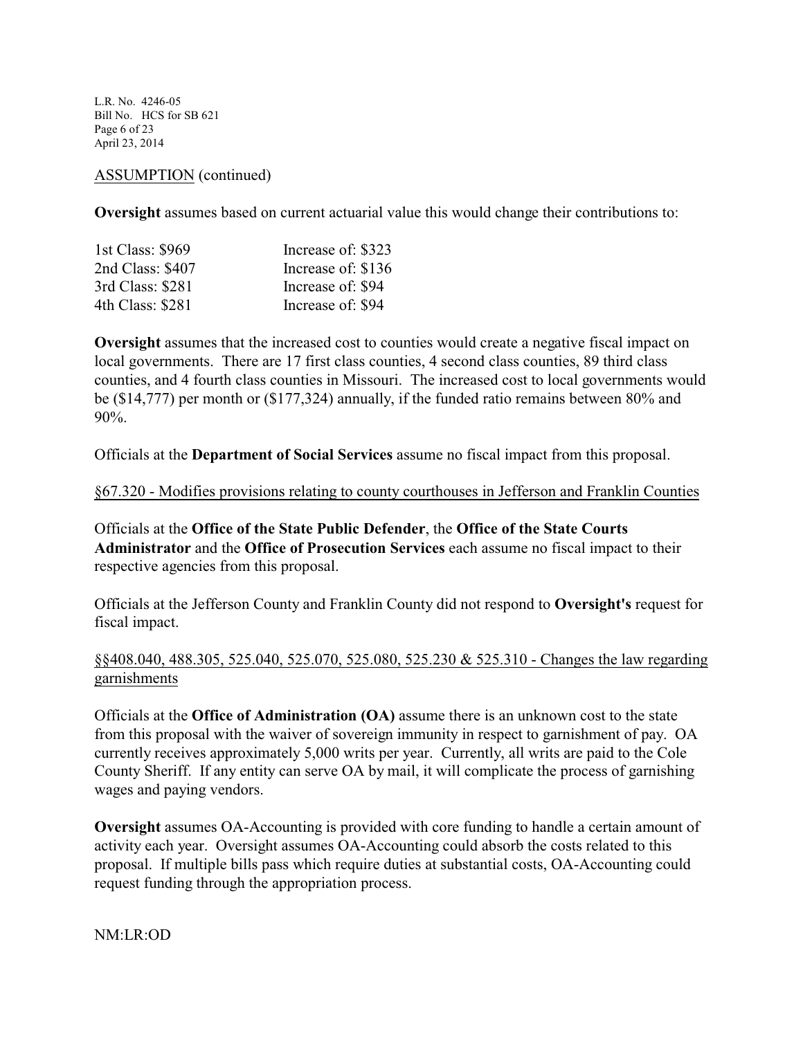ASSUMPTION (continued)

**Oversight** assumes based on current actuarial value this would change their contributions to:

| | |
|---|---|
| 1st Class: $969 | Increase of: $323 |
| 2nd Class: $407 | Increase of: $136 |
| 3rd Class: $281 | Increase of: $94 |
| 4th Class: $281 | Increase of: $94 |

**Oversight** assumes that the increased cost to counties would create a negative fiscal impact on local governments. There are 17 first class counties, 4 second class counties, 89 third class counties, and 4 fourth class counties in Missouri. The increased cost to local governments would be ($14,777) per month or ($177,324) annually, if the funded ratio remains between 80% and 90%.

Officials at the **Department of Social Services** assume no fiscal impact from this proposal.

§67.320 - Modifies provisions relating to county courthouses in Jefferson and Franklin Counties

Officials at the **Office of the State Public Defender**, the **Office of the State Courts Administrator** and the **Office of Prosecution Services** each assume no fiscal impact to their respective agencies from this proposal.

Officials at the Jefferson County and Franklin County did not respond to **Oversight's** request for fiscal impact.

§§408.040, 488.305, 525.040, 525.070, 525.080, 525.230 & 525.310 - Changes the law regarding garnishments

Officials at the **Office of Administration (OA)** assume there is an unknown cost to the state from this proposal with the waiver of sovereign immunity in respect to garnishment of pay. OA currently receives approximately 5,000 writs per year. Currently, all writs are paid to the Cole County Sheriff. If any entity can serve OA by mail, it will complicate the process of garnishing wages and paying vendors.

**Oversight** assumes OA-Accounting is provided with core funding to handle a certain amount of activity each year. Oversight assumes OA-Accounting could absorb the costs related to this proposal. If multiple bills pass which require duties at substantial costs, OA-Accounting could request funding through the appropriation process.

NM:LR:OD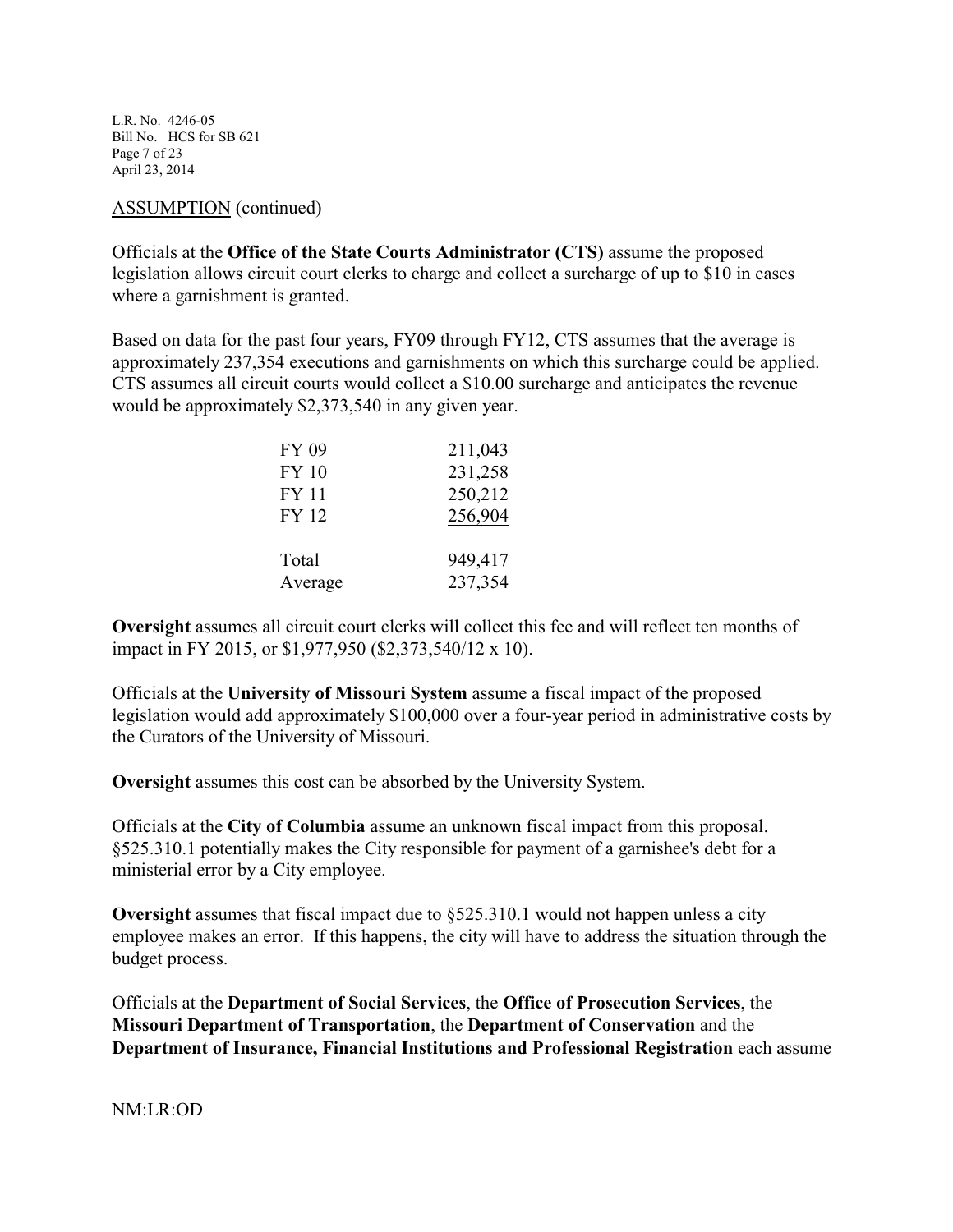ASSUMPTION (continued)

Officials at the **Office of the State Courts Administrator (CTS)** assume the proposed legislation allows circuit court clerks to charge and collect a surcharge of up to $10 in cases where a garnishment is granted.

Based on data for the past four years, FY09 through FY12, CTS assumes that the average is approximately 237,354 executions and garnishments on which this surcharge could be applied. CTS assumes all circuit courts would collect a $10.00 surcharge and anticipates the revenue would be approximately $2,373,540 in any given year.

| | |
|---|---|
| FY 09 | 211,043 |
| FY 10 | 231,258 |
| FY 11 | 250,212 |
| FY 12 | 256,904 |
| Total | 949,417 |
| Average | 237,354 |

**Oversight** assumes all circuit court clerks will collect this fee and will reflect ten months of impact in FY 2015, or $1,977,950 ($2,373,540/12 x 10).

Officials at the **University of Missouri System** assume a fiscal impact of the proposed legislation would add approximately $100,000 over a four-year period in administrative costs by the Curators of the University of Missouri.

**Oversight** assumes this cost can be absorbed by the University System.

Officials at the **City of Columbia** assume an unknown fiscal impact from this proposal. §525.310.1 potentially makes the City responsible for payment of a garnishee's debt for a ministerial error by a City employee.

**Oversight** assumes that fiscal impact due to §525.310.1 would not happen unless a city employee makes an error. If this happens, the city will have to address the situation through the budget process.

Officials at the **Department of Social Services**, the **Office of Prosecution Services**, the **Missouri Department of Transportation**, the **Department of Conservation** and the **Department of Insurance, Financial Institutions and Professional Registration** each assume

NM:LR:OD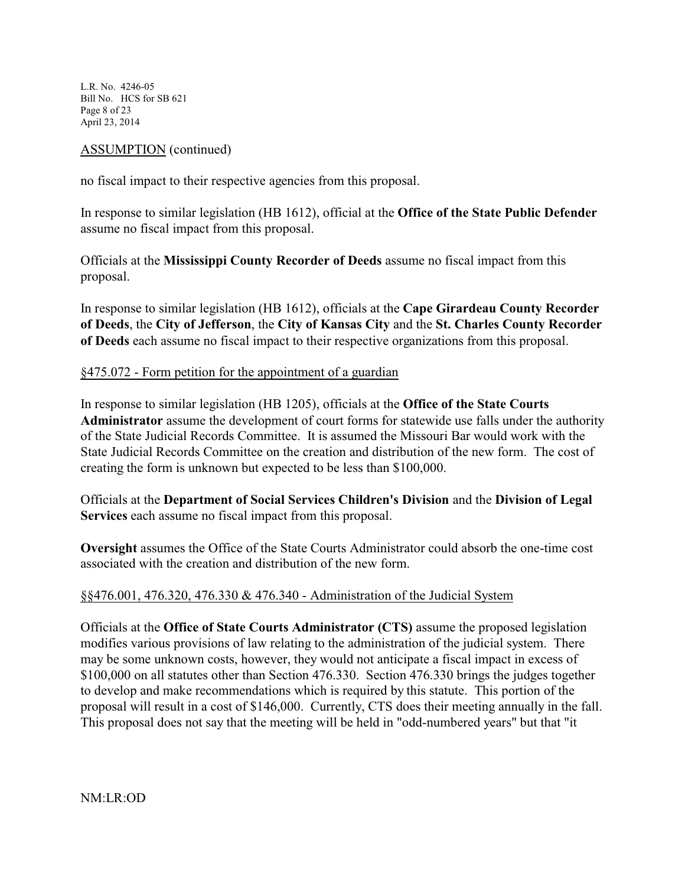ASSUMPTION (continued)

no fiscal impact to their respective agencies from this proposal.

In response to similar legislation (HB 1612), official at the **Office of the State Public Defender** assume no fiscal impact from this proposal.

Officials at the **Mississippi County Recorder of Deeds** assume no fiscal impact from this proposal.

In response to similar legislation (HB 1612), officials at the **Cape Girardeau County Recorder of Deeds**, the **City of Jefferson**, the **City of Kansas City** and the **St. Charles County Recorder of Deeds** each assume no fiscal impact to their respective organizations from this proposal.

§475.072 - Form petition for the appointment of a guardian

In response to similar legislation (HB 1205), officials at the **Office of the State Courts Administrator** assume the development of court forms for statewide use falls under the authority of the State Judicial Records Committee. It is assumed the Missouri Bar would work with the State Judicial Records Committee on the creation and distribution of the new form. The cost of creating the form is unknown but expected to be less than $100,000.

Officials at the **Department of Social Services Children's Division** and the **Division of Legal Services** each assume no fiscal impact from this proposal.

**Oversight** assumes the Office of the State Courts Administrator could absorb the one-time cost associated with the creation and distribution of the new form.

§§476.001, 476.320, 476.330 & 476.340 - Administration of the Judicial System

Officials at the **Office of State Courts Administrator (CTS)** assume the proposed legislation modifies various provisions of law relating to the administration of the judicial system. There may be some unknown costs, however, they would not anticipate a fiscal impact in excess of $100,000 on all statutes other than Section 476.330. Section 476.330 brings the judges together to develop and make recommendations which is required by this statute. This portion of the proposal will result in a cost of $146,000. Currently, CTS does their meeting annually in the fall. This proposal does not say that the meeting will be held in "odd-numbered years" but that "it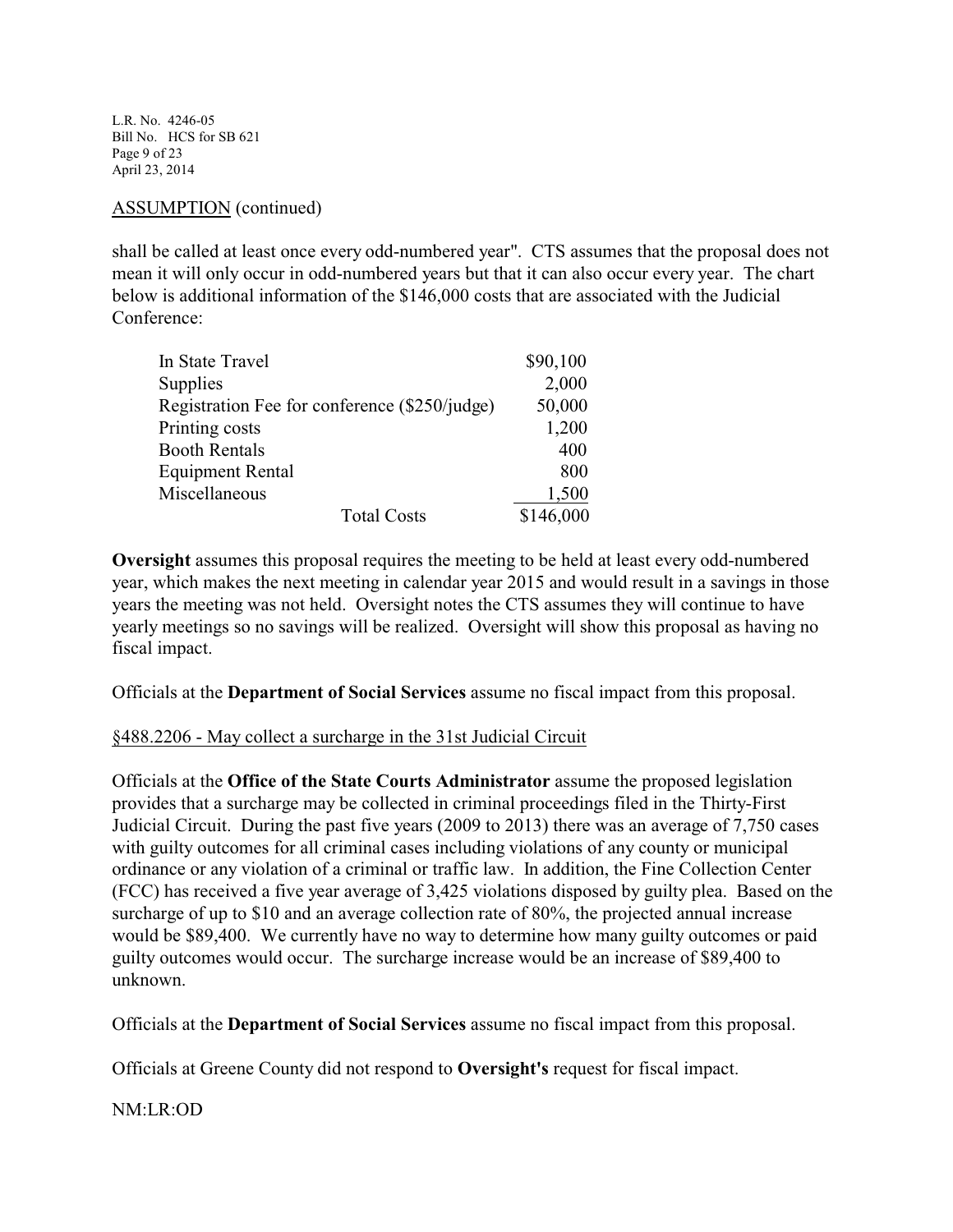ASSUMPTION (continued)

shall be called at least once every odd-numbered year". CTS assumes that the proposal does not mean it will only occur in odd-numbered years but that it can also occur every year. The chart below is additional information of the $146,000 costs that are associated with the Judicial Conference:

| | |
|---|---|
| In State Travel | $90,100 |
| Supplies | 2,000 |
| Registration Fee for conference ($250/judge) | 50,000 |
| Printing costs | 1,200 |
| Booth Rentals | 400 |
| Equipment Rental | 800 |
| Miscellaneous | 1,500 |
| Total Costs | $146,000 |

**Oversight** assumes this proposal requires the meeting to be held at least every odd-numbered year, which makes the next meeting in calendar year 2015 and would result in a savings in those years the meeting was not held. Oversight notes the CTS assumes they will continue to have yearly meetings so no savings will be realized. Oversight will show this proposal as having no fiscal impact.

Officials at the **Department of Social Services** assume no fiscal impact from this proposal.

§488.2206 - May collect a surcharge in the 31st Judicial Circuit

Officials at the **Office of the State Courts Administrator** assume the proposed legislation provides that a surcharge may be collected in criminal proceedings filed in the Thirty-First Judicial Circuit. During the past five years (2009 to 2013) there was an average of 7,750 cases with guilty outcomes for all criminal cases including violations of any county or municipal ordinance or any violation of a criminal or traffic law. In addition, the Fine Collection Center (FCC) has received a five year average of 3,425 violations disposed by guilty plea. Based on the surcharge of up to $10 and an average collection rate of 80%, the projected annual increase would be $89,400. We currently have no way to determine how many guilty outcomes or paid guilty outcomes would occur. The surcharge increase would be an increase of $89,400 to unknown.

Officials at the **Department of Social Services** assume no fiscal impact from this proposal.

Officials at Greene County did not respond to **Oversight's** request for fiscal impact.

NM:LR:OD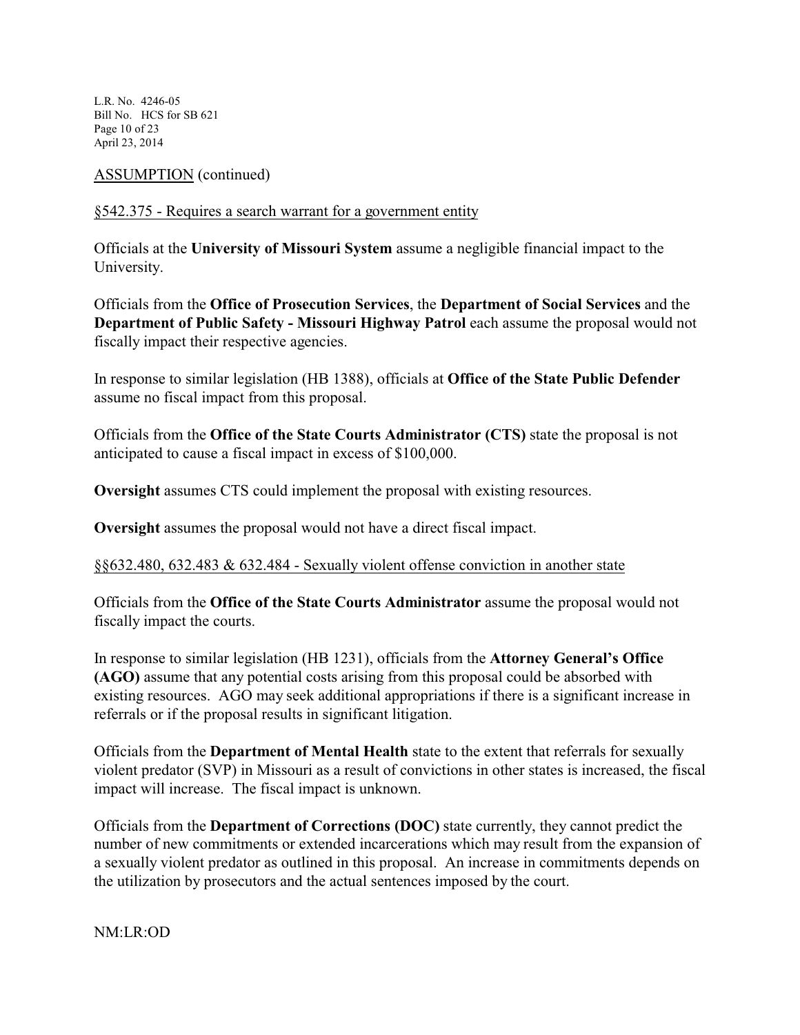ASSUMPTION (continued)

§542.375 - Requires a search warrant for a government entity

Officials at the **University of Missouri System** assume a negligible financial impact to the University.

Officials from the **Office of Prosecution Services**, the **Department of Social Services** and the **Department of Public Safety - Missouri Highway Patrol** each assume the proposal would not fiscally impact their respective agencies.

In response to similar legislation (HB 1388), officials at **Office of the State Public Defender** assume no fiscal impact from this proposal.

Officials from the **Office of the State Courts Administrator (CTS)** state the proposal is not anticipated to cause a fiscal impact in excess of $100,000.

**Oversight** assumes CTS could implement the proposal with existing resources.

**Oversight** assumes the proposal would not have a direct fiscal impact.

§§632.480, 632.483 & 632.484 - Sexually violent offense conviction in another state

Officials from the **Office of the State Courts Administrator** assume the proposal would not fiscally impact the courts.

In response to similar legislation (HB 1231), officials from the **Attorney General's Office (AGO)** assume that any potential costs arising from this proposal could be absorbed with existing resources. AGO may seek additional appropriations if there is a significant increase in referrals or if the proposal results in significant litigation.

Officials from the **Department of Mental Health** state to the extent that referrals for sexually violent predator (SVP) in Missouri as a result of convictions in other states is increased, the fiscal impact will increase. The fiscal impact is unknown.

Officials from the **Department of Corrections (DOC)** state currently, they cannot predict the number of new commitments or extended incarcerations which may result from the expansion of a sexually violent predator as outlined in this proposal. An increase in commitments depends on the utilization by prosecutors and the actual sentences imposed by the court.

NM:LR:OD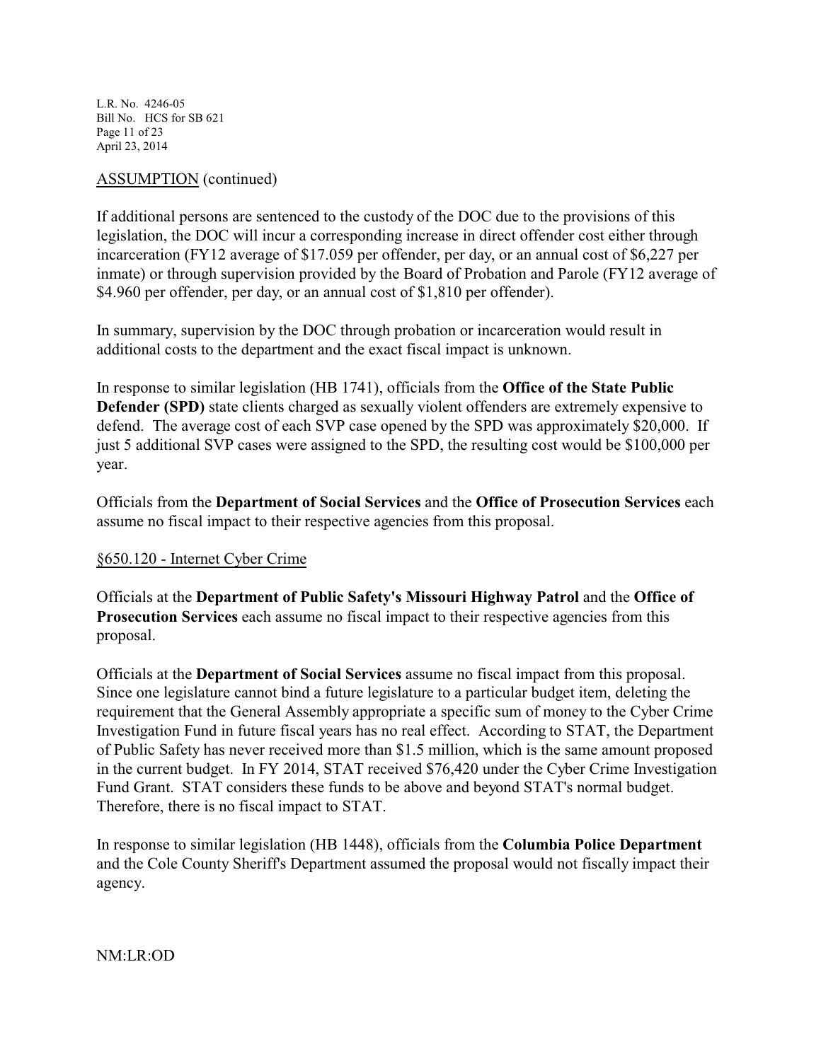ASSUMPTION (continued)

If additional persons are sentenced to the custody of the DOC due to the provisions of this legislation, the DOC will incur a corresponding increase in direct offender cost either through incarceration (FY12 average of $17.059 per offender, per day, or an annual cost of $6,227 per inmate) or through supervision provided by the Board of Probation and Parole (FY12 average of $4.960 per offender, per day, or an annual cost of $1,810 per offender).

In summary, supervision by the DOC through probation or incarceration would result in additional costs to the department and the exact fiscal impact is unknown.

In response to similar legislation (HB 1741), officials from the **Office of the State Public Defender (SPD)** state clients charged as sexually violent offenders are extremely expensive to defend. The average cost of each SVP case opened by the SPD was approximately $20,000. If just 5 additional SVP cases were assigned to the SPD, the resulting cost would be $100,000 per year.

Officials from the **Department of Social Services** and the **Office of Prosecution Services** each assume no fiscal impact to their respective agencies from this proposal.

§650.120 - Internet Cyber Crime

Officials at the **Department of Public Safety's Missouri Highway Patrol** and the **Office of Prosecution Services** each assume no fiscal impact to their respective agencies from this proposal.

Officials at the **Department of Social Services** assume no fiscal impact from this proposal. Since one legislature cannot bind a future legislature to a particular budget item, deleting the requirement that the General Assembly appropriate a specific sum of money to the Cyber Crime Investigation Fund in future fiscal years has no real effect. According to STAT, the Department of Public Safety has never received more than $1.5 million, which is the same amount proposed in the current budget. In FY 2014, STAT received $76,420 under the Cyber Crime Investigation Fund Grant. STAT considers these funds to be above and beyond STAT's normal budget. Therefore, there is no fiscal impact to STAT.

In response to similar legislation (HB 1448), officials from the **Columbia Police Department** and the Cole County Sheriff's Department assumed the proposal would not fiscally impact their agency.

NM:LR:OD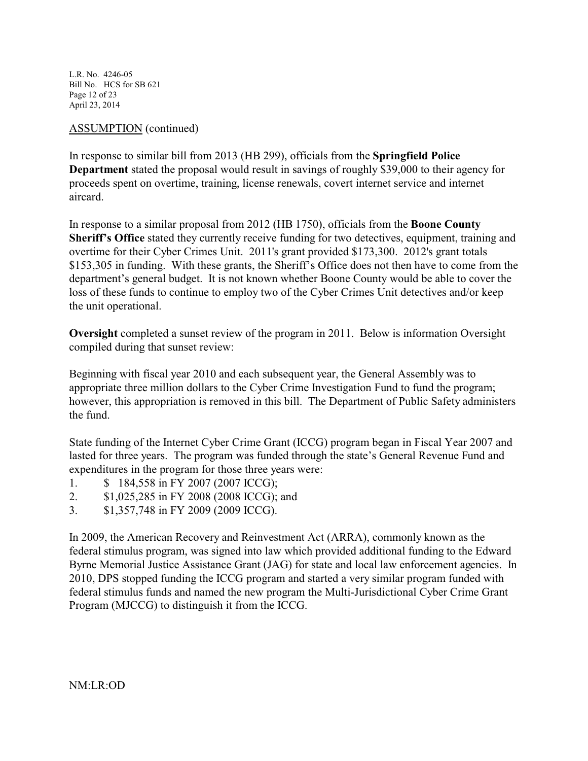ASSUMPTION (continued)

In response to similar bill from 2013 (HB 299), officials from the **Springfield Police Department** stated the proposal would result in savings of roughly $39,000 to their agency for proceeds spent on overtime, training, license renewals, covert internet service and internet aircard.

In response to a similar proposal from 2012 (HB 1750), officials from the **Boone County Sheriff's Office** stated they currently receive funding for two detectives, equipment, training and overtime for their Cyber Crimes Unit. 2011's grant provided $173,300. 2012's grant totals $153,305 in funding. With these grants, the Sheriff's Office does not then have to come from the department's general budget. It is not known whether Boone County would be able to cover the loss of these funds to continue to employ two of the Cyber Crimes Unit detectives and/or keep the unit operational.

**Oversight** completed a sunset review of the program in 2011. Below is information Oversight compiled during that sunset review:

Beginning with fiscal year 2010 and each subsequent year, the General Assembly was to appropriate three million dollars to the Cyber Crime Investigation Fund to fund the program; however, this appropriation is removed in this bill. The Department of Public Safety administers the fund.

State funding of the Internet Cyber Crime Grant (ICCG) program began in Fiscal Year 2007 and lasted for three years. The program was funded through the state's General Revenue Fund and expenditures in the program for those three years were:

1. $ 184,558 in FY 2007 (2007 ICCG);
2. $1,025,285 in FY 2008 (2008 ICCG); and
3. $1,357,748 in FY 2009 (2009 ICCG).

In 2009, the American Recovery and Reinvestment Act (ARRA), commonly known as the federal stimulus program, was signed into law which provided additional funding to the Edward Byrne Memorial Justice Assistance Grant (JAG) for state and local law enforcement agencies. In 2010, DPS stopped funding the ICCG program and started a very similar program funded with federal stimulus funds and named the new program the Multi-Jurisdictional Cyber Crime Grant Program (MJCCG) to distinguish it from the ICCG.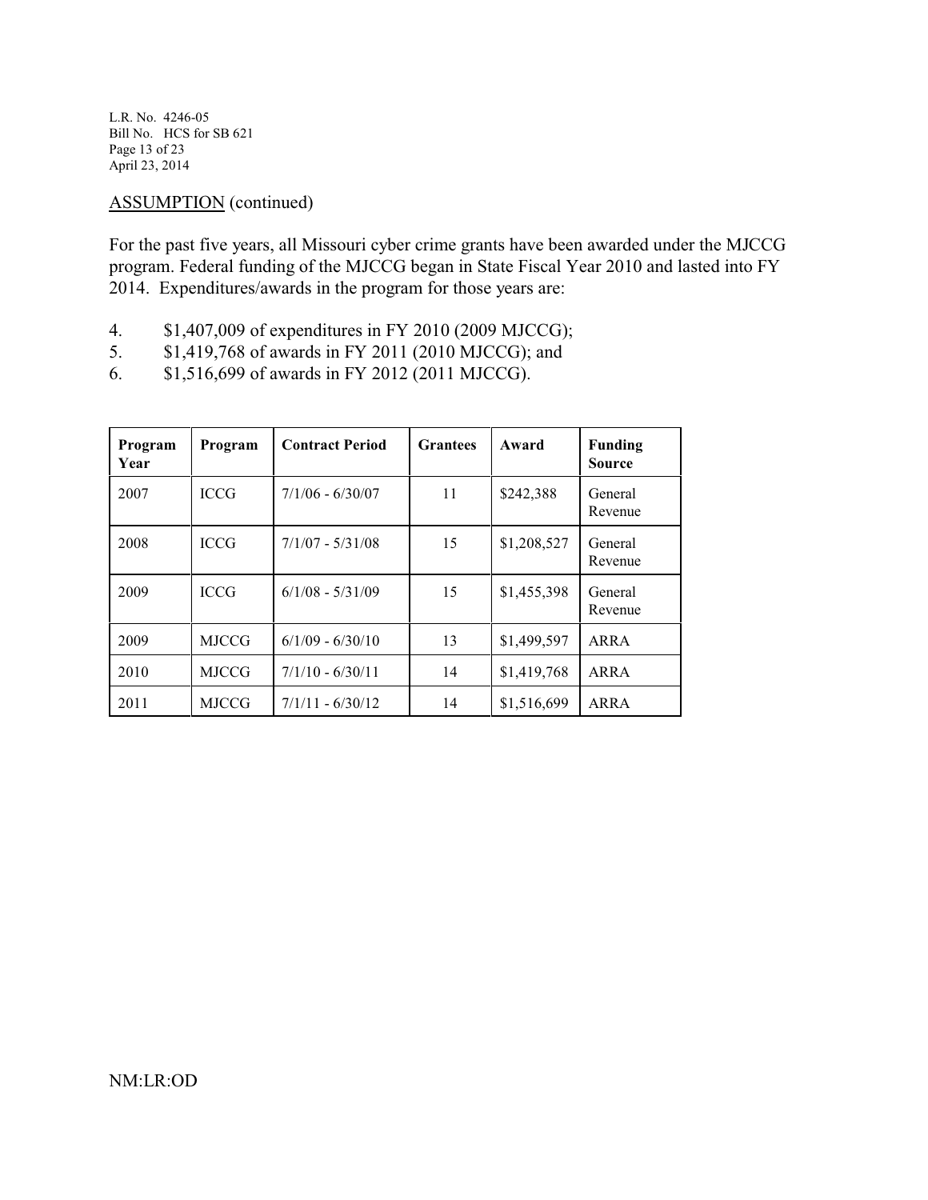ASSUMPTION (continued)

For the past five years, all Missouri cyber crime grants have been awarded under the MJCCG program. Federal funding of the MJCCG began in State Fiscal Year 2010 and lasted into FY 2014. Expenditures/awards in the program for those years are:

4. $1,407,009 of expenditures in FY 2010 (2009 MJCCG);
5. $1,419,768 of awards in FY 2011 (2010 MJCCG); and
6. $1,516,699 of awards in FY 2012 (2011 MJCCG).

| Program Year | Program | Contract Period | Grantees | Award | Funding Source |
|---|---|---|---|---|---|
| 2007 | ICCG | 7/1/06 - 6/30/07 | 11 | $242,388 | General Revenue |
| 2008 | ICCG | 7/1/07 - 5/31/08 | 15 | $1,208,527 | General Revenue |
| 2009 | ICCG | 6/1/08 - 5/31/09 | 15 | $1,455,398 | General Revenue |
| 2009 | MJCCG | 6/1/09 - 6/30/10 | 13 | $1,499,597 | ARRA |
| 2010 | MJCCG | 7/1/10 - 6/30/11 | 14 | $1,419,768 | ARRA |
| 2011 | MJCCG | 7/1/11 - 6/30/12 | 14 | $1,516,699 | ARRA |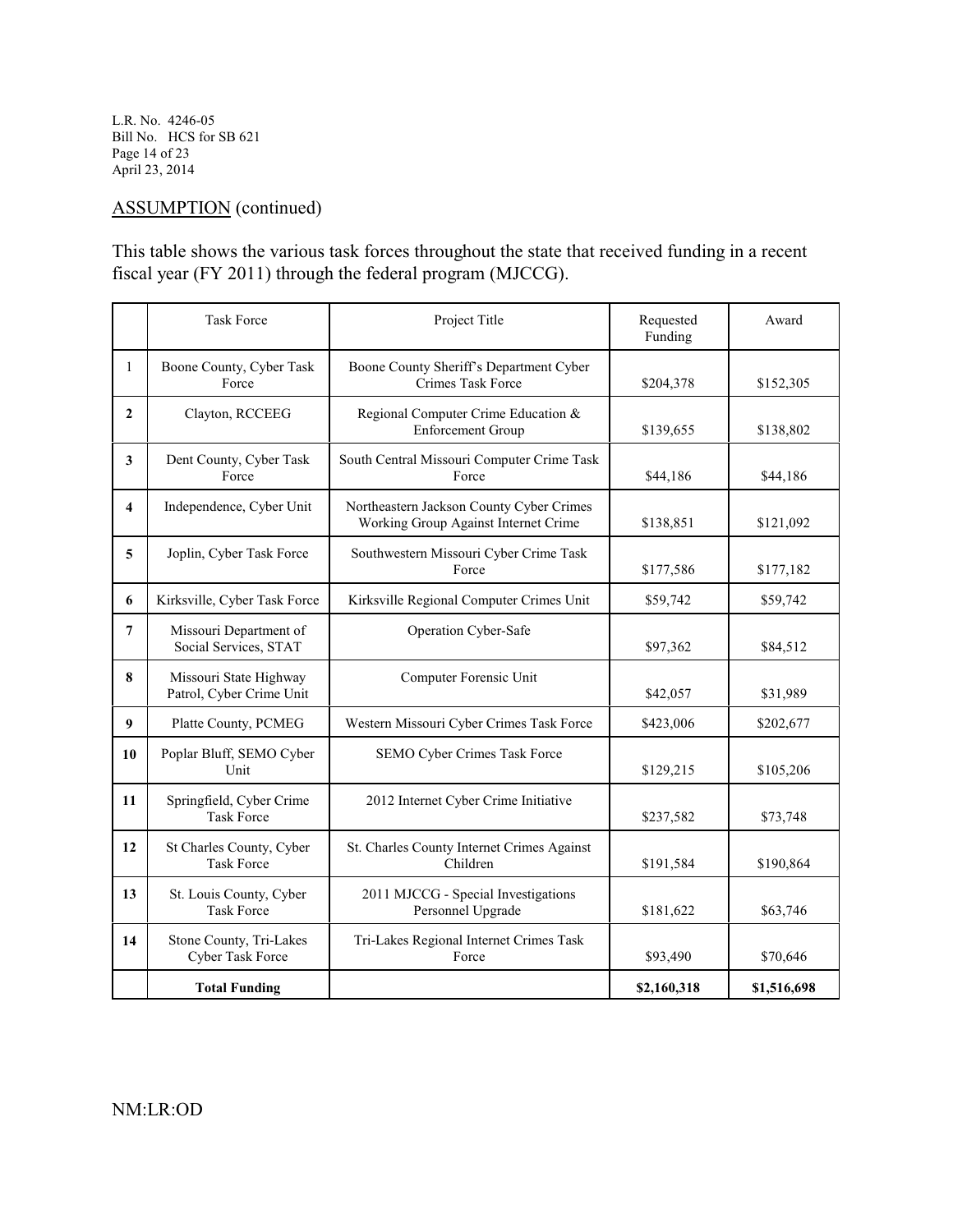ASSUMPTION (continued)

This table shows the various task forces throughout the state that received funding in a recent fiscal year (FY 2011) through the federal program (MJCCG).

| | Task Force | Project Title | Requested Funding | Award |
|---|---|---|---|---|
| 1 | Boone County, Cyber Task Force | Boone County Sheriff's Department Cyber Crimes Task Force | $204,378 | $152,305 |
| **2** | Clayton, RCCEEG | Regional Computer Crime Education & Enforcement Group | $139,655 | $138,802 |
| **3** | Dent County, Cyber Task Force | South Central Missouri Computer Crime Task Force | $44,186 | $44,186 |
| **4** | Independence, Cyber Unit | Northeastern Jackson County Cyber Crimes Working Group Against Internet Crime | $138,851 | $121,092 |
| **5** | Joplin, Cyber Task Force | Southwestern Missouri Cyber Crime Task Force | $177,586 | $177,182 |
| **6** | Kirksville, Cyber Task Force | Kirksville Regional Computer Crimes Unit | $59,742 | $59,742 |
| **7** | Missouri Department of Social Services, STAT | Operation Cyber-Safe | $97,362 | $84,512 |
| **8** | Missouri State Highway Patrol, Cyber Crime Unit | Computer Forensic Unit | $42,057 | $31,989 |
| **9** | Platte County, PCMEG | Western Missouri Cyber Crimes Task Force | $423,006 | $202,677 |
| **10** | Poplar Bluff, SEMO Cyber Unit | SEMO Cyber Crimes Task Force | $129,215 | $105,206 |
| **11** | Springfield, Cyber Crime Task Force | 2012 Internet Cyber Crime Initiative | $237,582 | $73,748 |
| **12** | St Charles County, Cyber Task Force | St. Charles County Internet Crimes Against Children | $191,584 | $190,864 |
| **13** | St. Louis County, Cyber Task Force | 2011 MJCCG - Special Investigations Personnel Upgrade | $181,622 | $63,746 |
| **14** | Stone County, Tri-Lakes Cyber Task Force | Tri-Lakes Regional Internet Crimes Task Force | $93,490 | $70,646 |
| | **Total Funding** | | **$2,160,318** | **$1,516,698** |

NM:LR:OD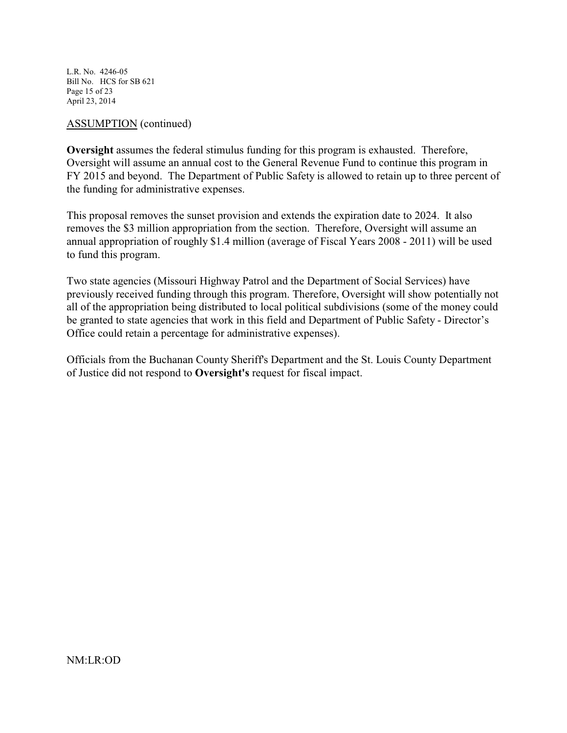ASSUMPTION (continued)

**Oversight** assumes the federal stimulus funding for this program is exhausted. Therefore, Oversight will assume an annual cost to the General Revenue Fund to continue this program in FY 2015 and beyond. The Department of Public Safety is allowed to retain up to three percent of the funding for administrative expenses.

This proposal removes the sunset provision and extends the expiration date to 2024. It also removes the $3 million appropriation from the section. Therefore, Oversight will assume an annual appropriation of roughly $1.4 million (average of Fiscal Years 2008 - 2011) will be used to fund this program.

Two state agencies (Missouri Highway Patrol and the Department of Social Services) have previously received funding through this program. Therefore, Oversight will show potentially not all of the appropriation being distributed to local political subdivisions (some of the money could be granted to state agencies that work in this field and Department of Public Safety - Director's Office could retain a percentage for administrative expenses).

Officials from the Buchanan County Sheriff's Department and the St. Louis County Department of Justice did not respond to **Oversight's** request for fiscal impact.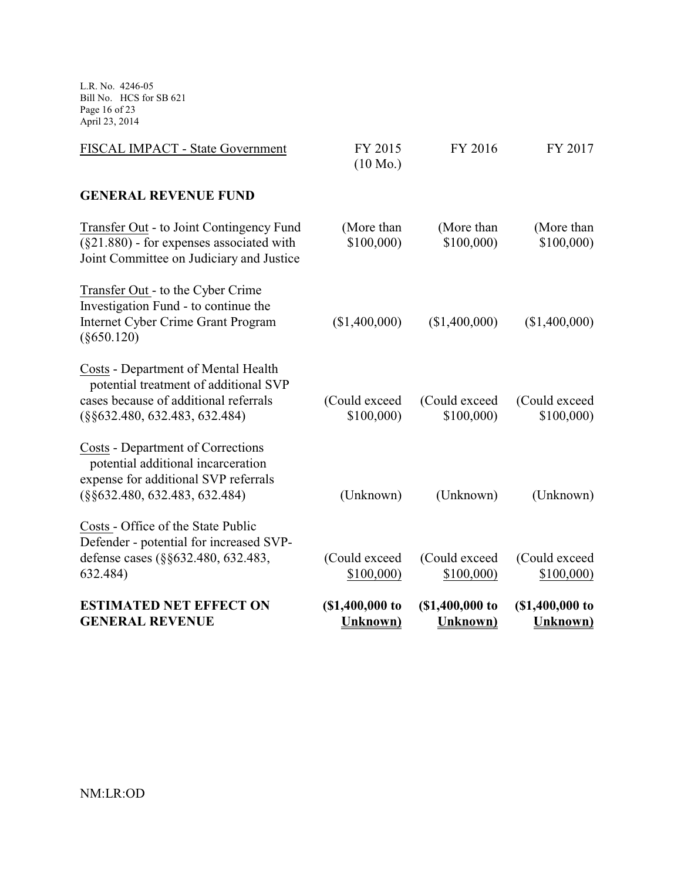| FISCAL IMPACT - State Government | FY 2015 (10 Mo.) | FY 2016 | FY 2017 |
|---|---|---|---|
| **GENERAL REVENUE FUND** | | | |
| Transfer Out - to Joint Contingency Fund (§21.880) - for expenses associated with Joint Committee on Judiciary and Justice | (More than $100,000) | (More than $100,000) | (More than $100,000) |
| Transfer Out - to the Cyber Crime Investigation Fund - to continue the Internet Cyber Crime Grant Program (§650.120) | ($1,400,000) | ($1,400,000) | ($1,400,000) |
| Costs - Department of Mental Health potential treatment of additional SVP cases because of additional referrals (§§632.480, 632.483, 632.484) | (Could exceed $100,000) | (Could exceed $100,000) | (Could exceed $100,000) |
| Costs - Department of Corrections potential additional incarceration expense for additional SVP referrals (§§632.480, 632.483, 632.484) | (Unknown) | (Unknown) | (Unknown) |
| Costs - Office of the State Public Defender - potential for increased SVP-defense cases (§§632.480, 632.483, 632.484) | (Could exceed $100,000) | (Could exceed $100,000) | (Could exceed $100,000) |
| **ESTIMATED NET EFFECT ON GENERAL REVENUE** | **($1,400,000 to Unknown)** | **($1,400,000 to Unknown)** | **($1,400,000 to Unknown)** |

NM:LR:OD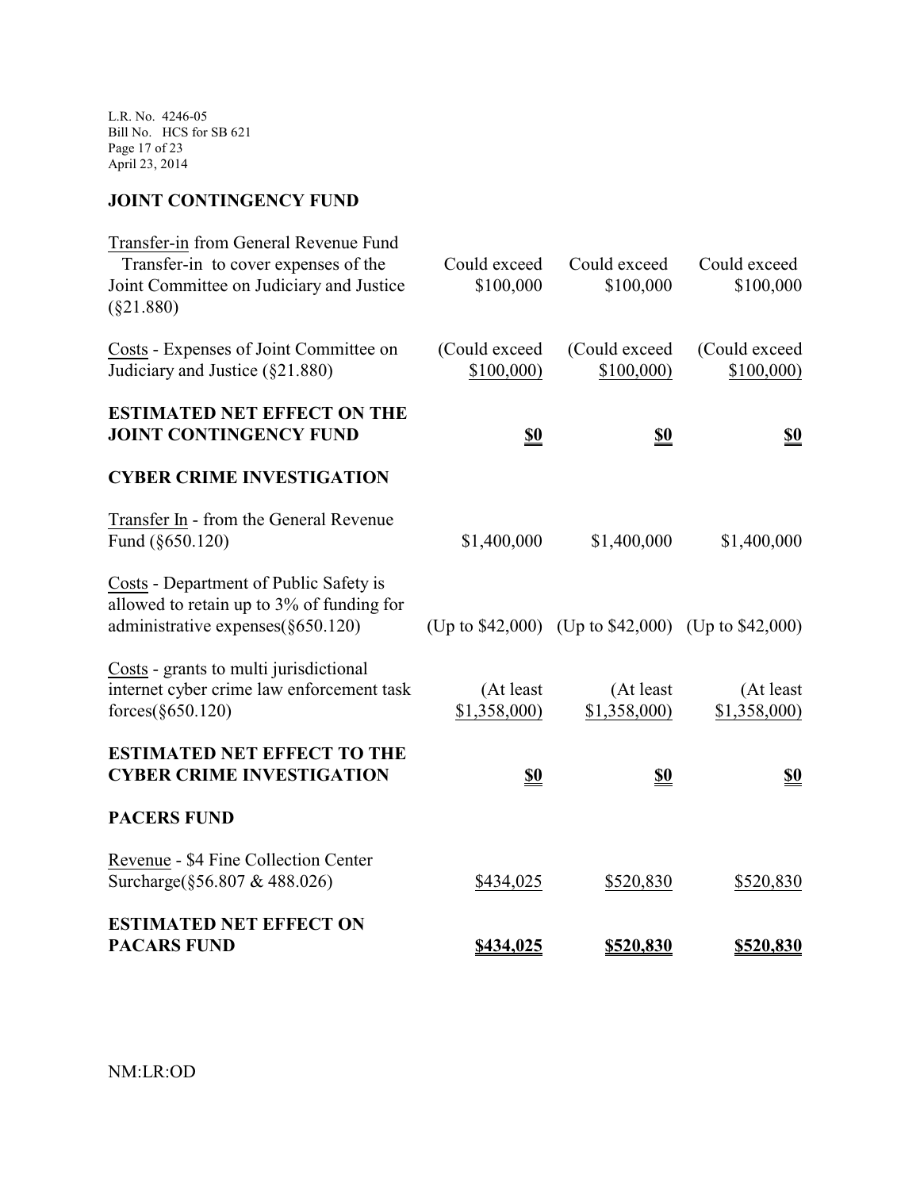**JOINT CONTINGENCY FUND**

| | | | |
|---|---|---|---|
| Transfer-in from General Revenue Fund Transfer-in to cover expenses of the Joint Committee on Judiciary and Justice (§21.880) | Could exceed $100,000 | Could exceed $100,000 | Could exceed $100,000 |
| Costs - Expenses of Joint Committee on Judiciary and Justice (§21.880) | (Could exceed $100,000) | (Could exceed $100,000) | (Could exceed $100,000) |
| **ESTIMATED NET EFFECT ON THE JOINT CONTINGENCY FUND** | **$0** | **$0** | **$0** |

**CYBER CRIME INVESTIGATION**

| | | | |
|---|---|---|---|
| Transfer In - from the General Revenue Fund (§650.120) | $1,400,000 | $1,400,000 | $1,400,000 |
| Costs - Department of Public Safety is allowed to retain up to 3% of funding for administrative expenses(§650.120) | (Up to $42,000) | (Up to $42,000) | (Up to $42,000) |
| Costs - grants to multi jurisdictional internet cyber crime law enforcement task forces(§650.120) | (At least $1,358,000) | (At least $1,358,000) | (At least $1,358,000) |
| **ESTIMATED NET EFFECT TO THE CYBER CRIME INVESTIGATION** | **$0** | **$0** | **$0** |

**PACERS FUND**

| | | | |
|---|---|---|---|
| Revenue - $4 Fine Collection Center Surcharge(§56.807 & 488.026) | $434,025 | $520,830 | $520,830 |
| **ESTIMATED NET EFFECT ON PACARS FUND** | **$434,025** | **$520,830** | **$520,830** |

NM:LR:OD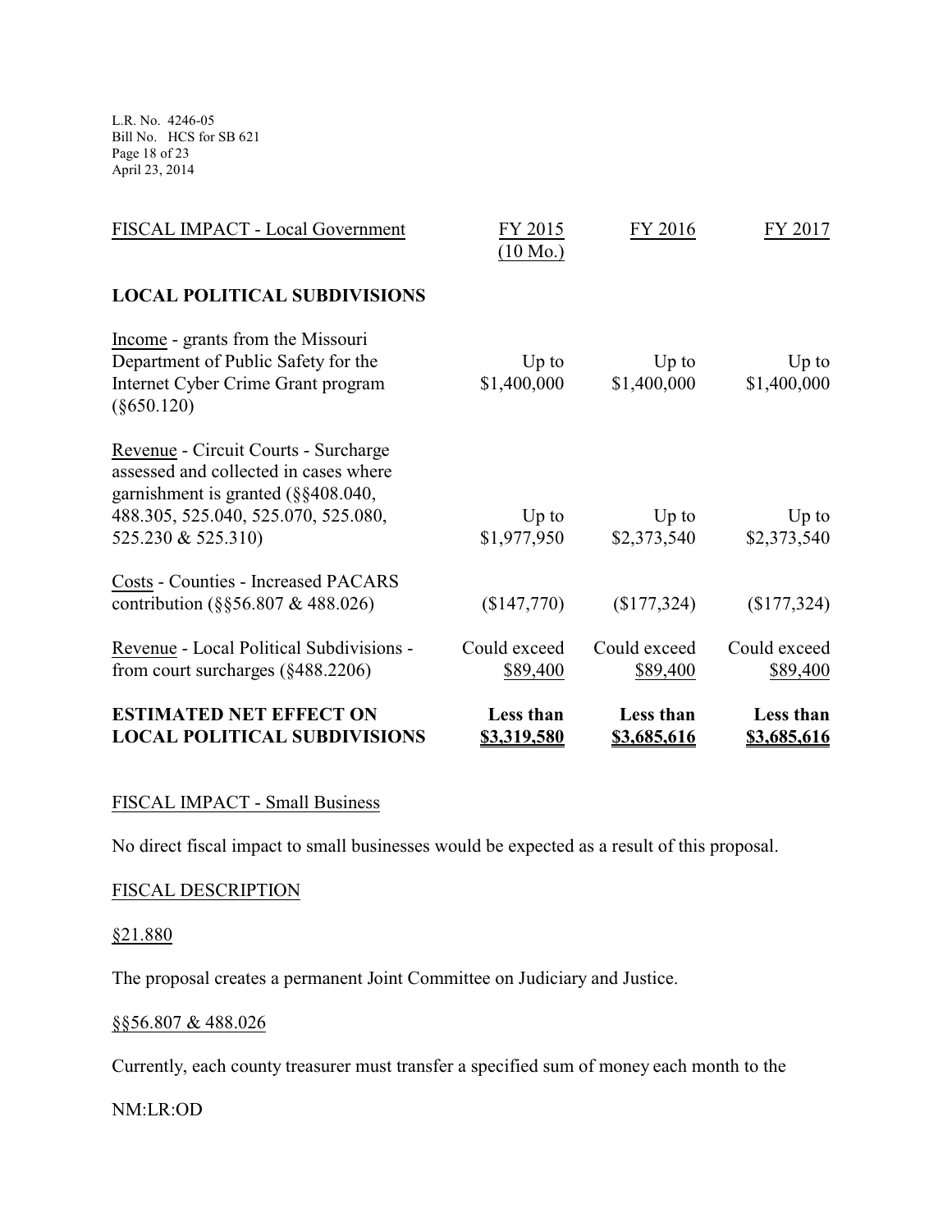| FISCAL IMPACT - Local Government | FY 2015 (10 Mo.) | FY 2016 | FY 2017 |
|---|---|---|---|
| **LOCAL POLITICAL SUBDIVISIONS** | | | |
| Income - grants from the Missouri Department of Public Safety for the Internet Cyber Crime Grant program (§650.120) | Up to $1,400,000 | Up to $1,400,000 | Up to $1,400,000 |
| Revenue - Circuit Courts - Surcharge assessed and collected in cases where garnishment is granted (§§408.040, 488.305, 525.040, 525.070, 525.080, 525.230 & 525.310) | Up to $1,977,950 | Up to $2,373,540 | Up to $2,373,540 |
| Costs - Counties - Increased PACARS contribution (§§56.807 & 488.026) | ($147,770) | ($177,324) | ($177,324) |
| Revenue - Local Political Subdivisions - from court surcharges (§488.2206) | Could exceed $89,400 | Could exceed $89,400 | Could exceed $89,400 |
| **ESTIMATED NET EFFECT ON LOCAL POLITICAL SUBDIVISIONS** | **Less than $3,319,580** | **Less than $3,685,616** | **Less than $3,685,616** |

FISCAL IMPACT - Small Business

No direct fiscal impact to small businesses would be expected as a result of this proposal.

FISCAL DESCRIPTION

§21.880

The proposal creates a permanent Joint Committee on Judiciary and Justice.

§§56.807 & 488.026

Currently, each county treasurer must transfer a specified sum of money each month to the

NM:LR:OD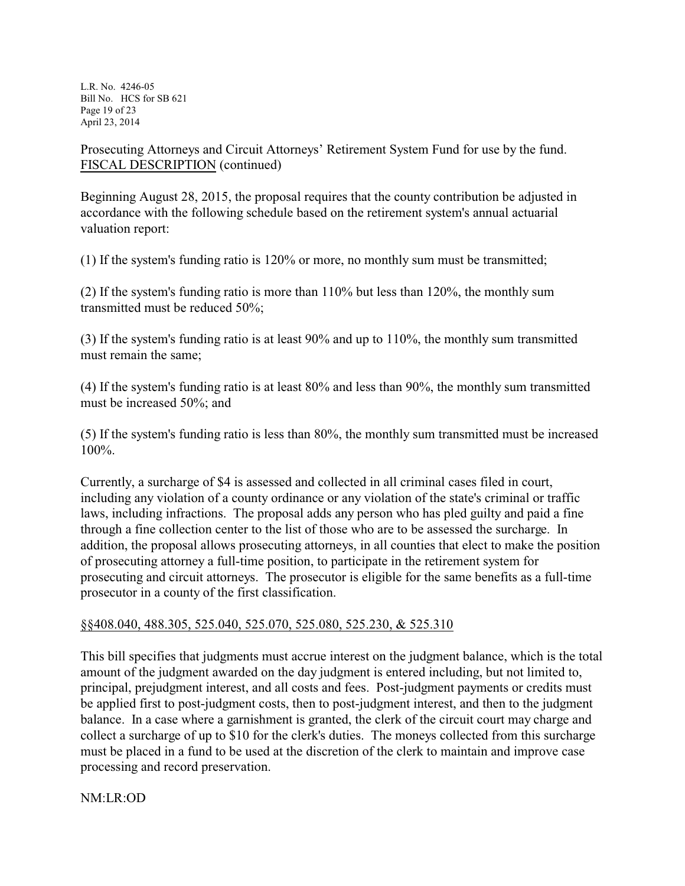Prosecuting Attorneys and Circuit Attorneys' Retirement System Fund for use by the fund.

FISCAL DESCRIPTION (continued)

Beginning August 28, 2015, the proposal requires that the county contribution be adjusted in accordance with the following schedule based on the retirement system's annual actuarial valuation report:

(1) If the system's funding ratio is 120% or more, no monthly sum must be transmitted;

(2) If the system's funding ratio is more than 110% but less than 120%, the monthly sum transmitted must be reduced 50%;

(3) If the system's funding ratio is at least 90% and up to 110%, the monthly sum transmitted must remain the same;

(4) If the system's funding ratio is at least 80% and less than 90%, the monthly sum transmitted must be increased 50%; and

(5) If the system's funding ratio is less than 80%, the monthly sum transmitted must be increased 100%.

Currently, a surcharge of $4 is assessed and collected in all criminal cases filed in court, including any violation of a county ordinance or any violation of the state's criminal or traffic laws, including infractions. The proposal adds any person who has pled guilty and paid a fine through a fine collection center to the list of those who are to be assessed the surcharge. In addition, the proposal allows prosecuting attorneys, in all counties that elect to make the position of prosecuting attorney a full-time position, to participate in the retirement system for prosecuting and circuit attorneys. The prosecutor is eligible for the same benefits as a full-time prosecutor in a county of the first classification.

§§408.040, 488.305, 525.040, 525.070, 525.080, 525.230, & 525.310

This bill specifies that judgments must accrue interest on the judgment balance, which is the total amount of the judgment awarded on the day judgment is entered including, but not limited to, principal, prejudgment interest, and all costs and fees. Post-judgment payments or credits must be applied first to post-judgment costs, then to post-judgment interest, and then to the judgment balance. In a case where a garnishment is granted, the clerk of the circuit court may charge and collect a surcharge of up to $10 for the clerk's duties. The moneys collected from this surcharge must be placed in a fund to be used at the discretion of the clerk to maintain and improve case processing and record preservation.

NM:LR:OD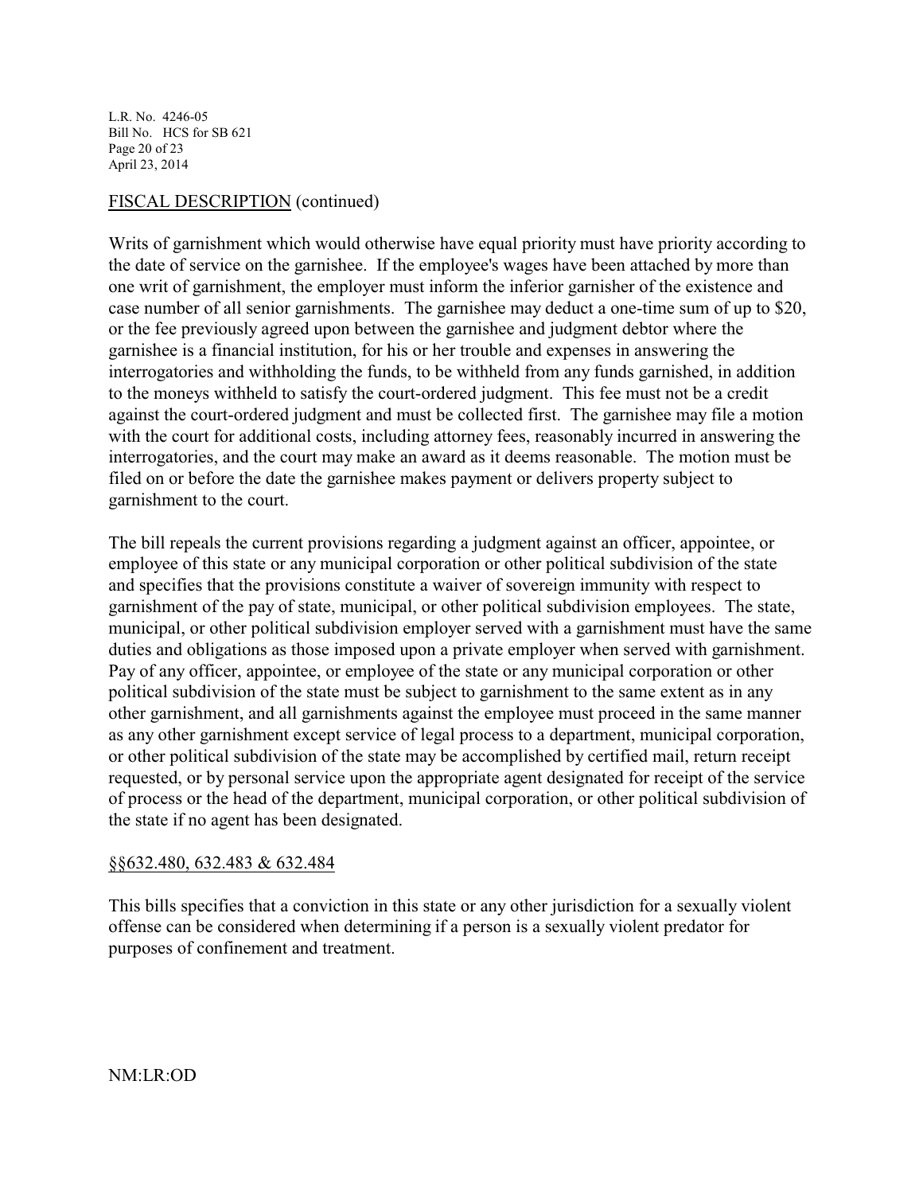FISCAL DESCRIPTION (continued)

Writs of garnishment which would otherwise have equal priority must have priority according to the date of service on the garnishee. If the employee's wages have been attached by more than one writ of garnishment, the employer must inform the inferior garnisher of the existence and case number of all senior garnishments. The garnishee may deduct a one-time sum of up to $20, or the fee previously agreed upon between the garnishee and judgment debtor where the garnishee is a financial institution, for his or her trouble and expenses in answering the interrogatories and withholding the funds, to be withheld from any funds garnished, in addition to the moneys withheld to satisfy the court-ordered judgment. This fee must not be a credit against the court-ordered judgment and must be collected first. The garnishee may file a motion with the court for additional costs, including attorney fees, reasonably incurred in answering the interrogatories, and the court may make an award as it deems reasonable. The motion must be filed on or before the date the garnishee makes payment or delivers property subject to garnishment to the court.

The bill repeals the current provisions regarding a judgment against an officer, appointee, or employee of this state or any municipal corporation or other political subdivision of the state and specifies that the provisions constitute a waiver of sovereign immunity with respect to garnishment of the pay of state, municipal, or other political subdivision employees. The state, municipal, or other political subdivision employer served with a garnishment must have the same duties and obligations as those imposed upon a private employer when served with garnishment. Pay of any officer, appointee, or employee of the state or any municipal corporation or other political subdivision of the state must be subject to garnishment to the same extent as in any other garnishment, and all garnishments against the employee must proceed in the same manner as any other garnishment except service of legal process to a department, municipal corporation, or other political subdivision of the state may be accomplished by certified mail, return receipt requested, or by personal service upon the appropriate agent designated for receipt of the service of process or the head of the department, municipal corporation, or other political subdivision of the state if no agent has been designated.

§§632.480, 632.483 & 632.484

This bills specifies that a conviction in this state or any other jurisdiction for a sexually violent offense can be considered when determining if a person is a sexually violent predator for purposes of confinement and treatment.

NM:LR:OD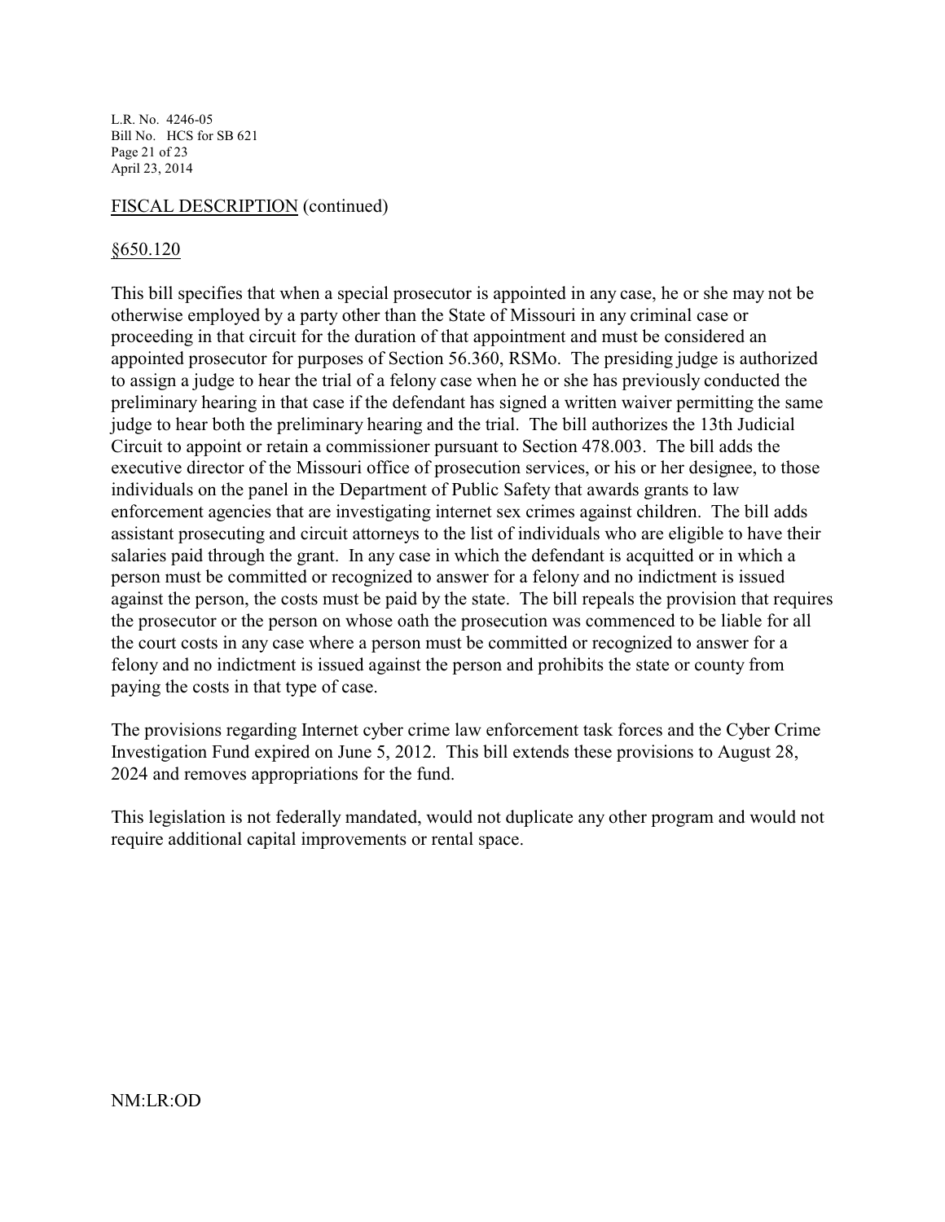FISCAL DESCRIPTION (continued)

§650.120

This bill specifies that when a special prosecutor is appointed in any case, he or she may not be otherwise employed by a party other than the State of Missouri in any criminal case or proceeding in that circuit for the duration of that appointment and must be considered an appointed prosecutor for purposes of Section 56.360, RSMo. The presiding judge is authorized to assign a judge to hear the trial of a felony case when he or she has previously conducted the preliminary hearing in that case if the defendant has signed a written waiver permitting the same judge to hear both the preliminary hearing and the trial. The bill authorizes the 13th Judicial Circuit to appoint or retain a commissioner pursuant to Section 478.003. The bill adds the executive director of the Missouri office of prosecution services, or his or her designee, to those individuals on the panel in the Department of Public Safety that awards grants to law enforcement agencies that are investigating internet sex crimes against children. The bill adds assistant prosecuting and circuit attorneys to the list of individuals who are eligible to have their salaries paid through the grant. In any case in which the defendant is acquitted or in which a person must be committed or recognized to answer for a felony and no indictment is issued against the person, the costs must be paid by the state. The bill repeals the provision that requires the prosecutor or the person on whose oath the prosecution was commenced to be liable for all the court costs in any case where a person must be committed or recognized to answer for a felony and no indictment is issued against the person and prohibits the state or county from paying the costs in that type of case.

The provisions regarding Internet cyber crime law enforcement task forces and the Cyber Crime Investigation Fund expired on June 5, 2012. This bill extends these provisions to August 28, 2024 and removes appropriations for the fund.

This legislation is not federally mandated, would not duplicate any other program and would not require additional capital improvements or rental space.

NM:LR:OD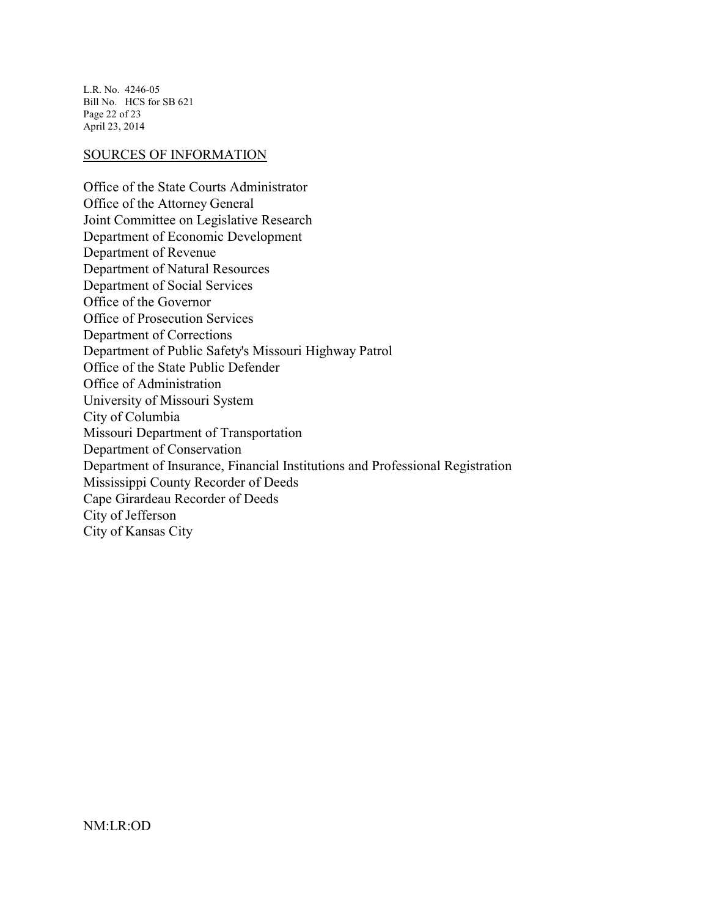## SOURCES OF INFORMATION

Office of the State Courts Administrator
Office of the Attorney General
Joint Committee on Legislative Research
Department of Economic Development
Department of Revenue
Department of Natural Resources
Department of Social Services
Office of the Governor
Office of Prosecution Services
Department of Corrections
Department of Public Safety's Missouri Highway Patrol
Office of the State Public Defender
Office of Administration
University of Missouri System
City of Columbia
Missouri Department of Transportation
Department of Conservation
Department of Insurance, Financial Institutions and Professional Registration
Mississippi County Recorder of Deeds
Cape Girardeau Recorder of Deeds
City of Jefferson
City of Kansas City

NM:LR:OD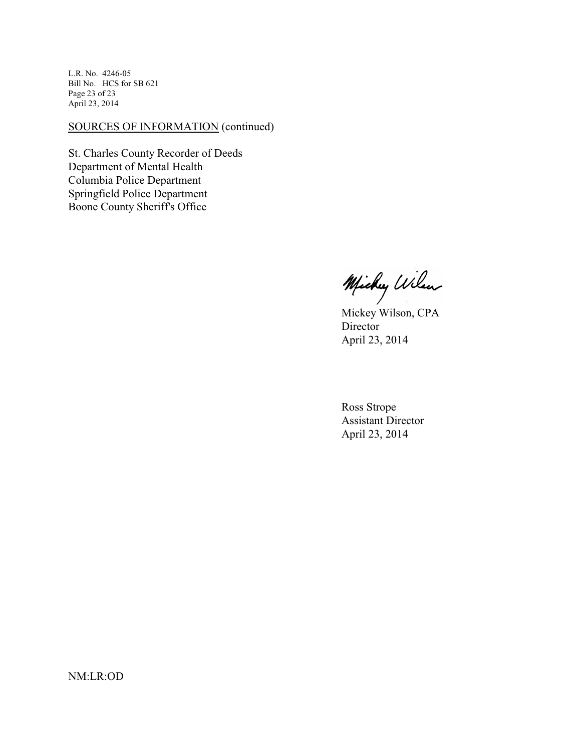SOURCES OF INFORMATION (continued)

St. Charles County Recorder of Deeds
Department of Mental Health
Columbia Police Department
Springfield Police Department
Boone County Sheriff's Office

Mickey Wilson, CPA
Director
April 23, 2014

Ross Strope
Assistant Director
April 23, 2014

NM:LR:OD